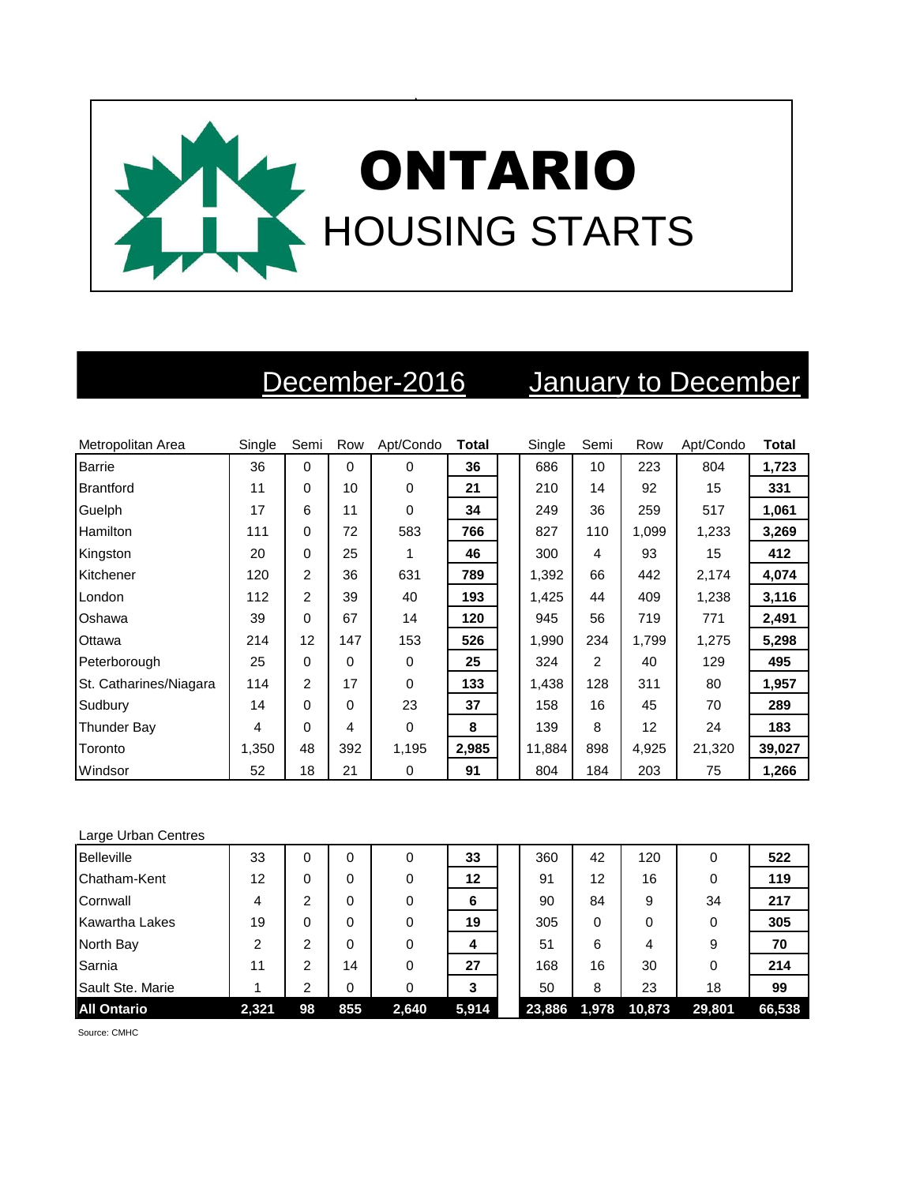# ONTARIO

## HOUSING STARTS

| | December-2016 | | | | | January to December | | | | |
|---|---|---|---|---|---|---|---|---|---|---|
| Metropolitan Area | Single | Semi | Row | Apt/Condo | **Total** | Single | Semi | Row | Apt/Condo | **Total** |
| Barrie | 36 | 0 | 0 | 0 | **36** | 686 | 10 | 223 | 804 | **1,723** |
| Brantford | 11 | 0 | 10 | 0 | **21** | 210 | 14 | 92 | 15 | **331** |
| Guelph | 17 | 6 | 11 | 0 | **34** | 249 | 36 | 259 | 517 | **1,061** |
| Hamilton | 111 | 0 | 72 | 583 | **766** | 827 | 110 | 1,099 | 1,233 | **3,269** |
| Kingston | 20 | 0 | 25 | 1 | **46** | 300 | 4 | 93 | 15 | **412** |
| Kitchener | 120 | 2 | 36 | 631 | **789** | 1,392 | 66 | 442 | 2,174 | **4,074** |
| London | 112 | 2 | 39 | 40 | **193** | 1,425 | 44 | 409 | 1,238 | **3,116** |
| Oshawa | 39 | 0 | 67 | 14 | **120** | 945 | 56 | 719 | 771 | **2,491** |
| Ottawa | 214 | 12 | 147 | 153 | **526** | 1,990 | 234 | 1,799 | 1,275 | **5,298** |
| Peterborough | 25 | 0 | 0 | 0 | **25** | 324 | 2 | 40 | 129 | **495** |
| St. Catharines/Niagara | 114 | 2 | 17 | 0 | **133** | 1,438 | 128 | 311 | 80 | **1,957** |
| Sudbury | 14 | 0 | 0 | 23 | **37** | 158 | 16 | 45 | 70 | **289** |
| Thunder Bay | 4 | 0 | 4 | 0 | **8** | 139 | 8 | 12 | 24 | **183** |
| Toronto | 1,350 | 48 | 392 | 1,195 | **2,985** | 11,884 | 898 | 4,925 | 21,320 | **39,027** |
| Windsor | 52 | 18 | 21 | 0 | **91** | 804 | 184 | 203 | 75 | **1,266** |
| Large Urban Centres | | | | | | | | | | |
| Belleville | 33 | 0 | 0 | 0 | **33** | 360 | 42 | 120 | 0 | **522** |
| Chatham-Kent | 12 | 0 | 0 | 0 | **12** | 91 | 12 | 16 | 0 | **119** |
| Cornwall | 4 | 2 | 0 | 0 | **6** | 90 | 84 | 9 | 34 | **217** |
| Kawartha Lakes | 19 | 0 | 0 | 0 | **19** | 305 | 0 | 0 | 0 | **305** |
| North Bay | 2 | 2 | 0 | 0 | **4** | 51 | 6 | 4 | 9 | **70** |
| Sarnia | 11 | 2 | 14 | 0 | **27** | 168 | 16 | 30 | 0 | **214** |
| Sault Ste. Marie | 1 | 2 | 0 | 0 | **3** | 50 | 8 | 23 | 18 | **99** |
| **All Ontario** | **2,321** | **98** | **855** | **2,640** | **5,914** | **23,886** | **1,978** | **10,873** | **29,801** | **66,538** |

Source: CMHC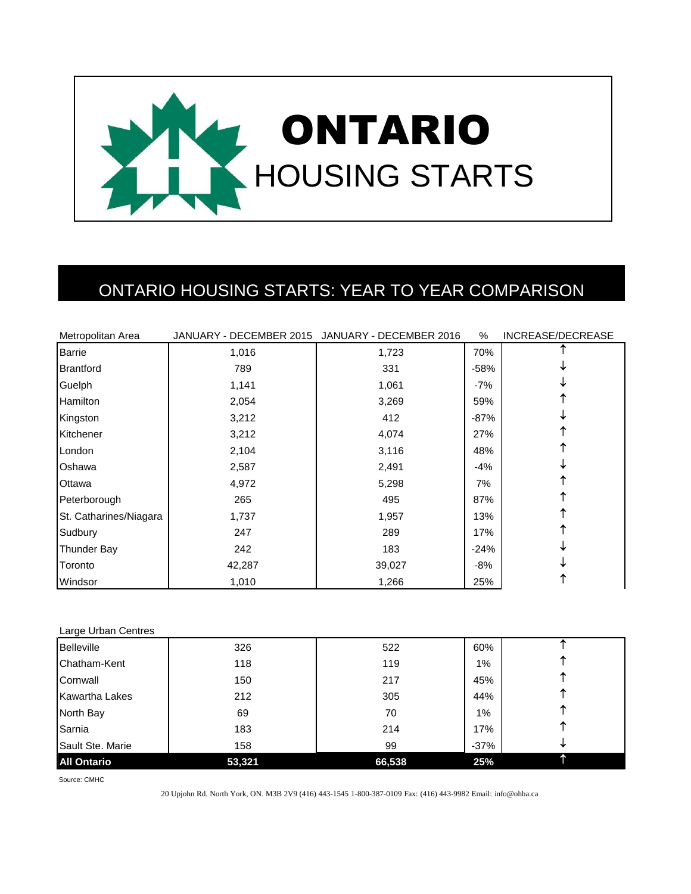# ONTARIO
## HOUSING STARTS

## ONTARIO HOUSING STARTS: YEAR TO YEAR COMPARISON

| Metropolitan Area | JANUARY - DECEMBER 2015 | JANUARY - DECEMBER 2016 | % | INCREASE/DECREASE |
|---|---|---|---|---|
| Barrie | 1,016 | 1,723 | 70% | ↑ |
| Brantford | 789 | 331 | -58% | ↓ |
| Guelph | 1,141 | 1,061 | -7% | ↓ |
| Hamilton | 2,054 | 3,269 | 59% | ↑ |
| Kingston | 3,212 | 412 | -87% | ↓ |
| Kitchener | 3,212 | 4,074 | 27% | ↑ |
| London | 2,104 | 3,116 | 48% | ↑ |
| Oshawa | 2,587 | 2,491 | -4% | ↓ |
| Ottawa | 4,972 | 5,298 | 7% | ↑ |
| Peterborough | 265 | 495 | 87% | ↑ |
| St. Catharines/Niagara | 1,737 | 1,957 | 13% | ↑ |
| Sudbury | 247 | 289 | 17% | ↑ |
| Thunder Bay | 242 | 183 | -24% | ↓ |
| Toronto | 42,287 | 39,027 | -8% | ↓ |
| Windsor | 1,010 | 1,266 | 25% | ↑ |

| Large Urban Centres | | | | |
|---|---|---|---|---|
| Belleville | 326 | 522 | 60% | ↑ |
| Chatham-Kent | 118 | 119 | 1% | ↑ |
| Cornwall | 150 | 217 | 45% | ↑ |
| Kawartha Lakes | 212 | 305 | 44% | ↑ |
| North Bay | 69 | 70 | 1% | ↑ |
| Sarnia | 183 | 214 | 17% | ↑ |
| Sault Ste. Marie | 158 | 99 | -37% | ↓ |
| **All Ontario** | **53,321** | **66,538** | **25%** | ↑ |

Source: CMHC

20 Upjohn Rd. North York, ON. M3B 2V9 (416) 443-1545 1-800-387-0109 Fax: (416) 443-9982 Email: info@ohba.ca